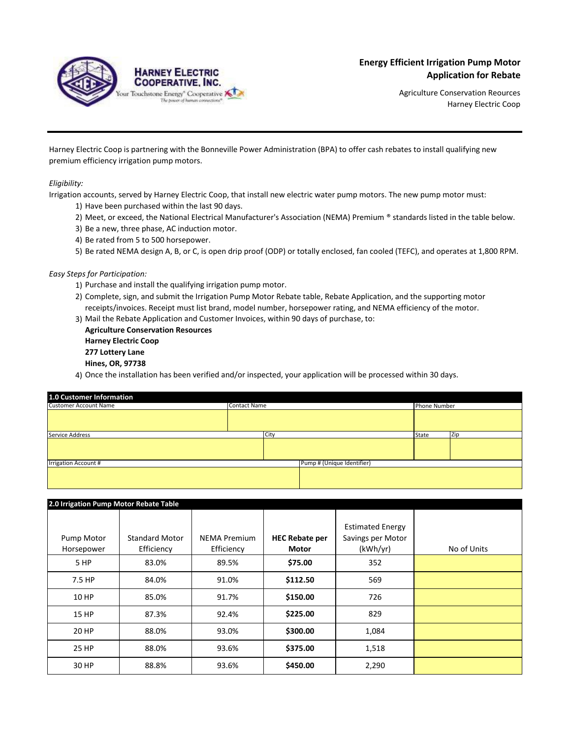**HARNEY ELECTRIC COOPERATIVE, INC.**
Your Touchstone Energy® Cooperative
The power of human connections®

# Energy Efficient Irrigation Pump Motor Application for Rebate

Agriculture Conservation Reources
Harney Electric Coop

---

Harney Electric Coop is partnering with the Bonneville Power Administration (BPA) to offer cash rebates to install qualifying new premium efficiency irrigation pump motors.

*Eligibility:*

Irrigation accounts, served by Harney Electric Coop, that install new electric water pump motors. The new pump motor must:

1) Have been purchased within the last 90 days.
2) Meet, or exceed, the National Electrical Manufacturer's Association (NEMA) Premium ® standards listed in the table below.
3) Be a new, three phase, AC induction motor.
4) Be rated from 5 to 500 horsepower.
5) Be rated NEMA design A, B, or C, is open drip proof (ODP) or totally enclosed, fan cooled (TEFC), and operates at 1,800 RPM.

*Easy Steps for Participation:*

1) Purchase and install the qualifying irrigation pump motor.
2) Complete, sign, and submit the Irrigation Pump Motor Rebate table, Rebate Application, and the supporting motor receipts/invoices. Receipt must list brand, model number, horsepower rating, and NEMA efficiency of the motor.
3) Mail the Rebate Application and Customer Invoices, within 90 days of purchase, to:
   **Agriculture Conservation Resources**
   **Harney Electric Coop**
   **277 Lottery Lane**
   **Hines, OR, 97738**
4) Once the installation has been verified and/or inspected, your application will be processed within 30 days.

## 1.0 Customer Information

| Customer Account Name | Contact Name | Phone Number | |
|---|---|---|---|
| | | | |
| **Service Address** | **City** | **State** | **Zip** |
| | | | |
| **Irrigation Account #** | **Pump # (Unique Identifier)** | | |
| | | | |

## 2.0 Irrigation Pump Motor Rebate Table

| Pump Motor Horsepower | Standard Motor Efficiency | NEMA Premium Efficiency | HEC Rebate per Motor | Estimated Energy Savings per Motor (kWh/yr) | No of Units |
|---|---|---|---|---|---|
| 5 HP | 83.0% | 89.5% | **$75.00** | 352 | |
| 7.5 HP | 84.0% | 91.0% | **$112.50** | 569 | |
| 10 HP | 85.0% | 91.7% | **$150.00** | 726 | |
| 15 HP | 87.3% | 92.4% | **$225.00** | 829 | |
| 20 HP | 88.0% | 93.0% | **$300.00** | 1,084 | |
| 25 HP | 88.0% | 93.6% | **$375.00** | 1,518 | |
| 30 HP | 88.8% | 93.6% | **$450.00** | 2,290 | |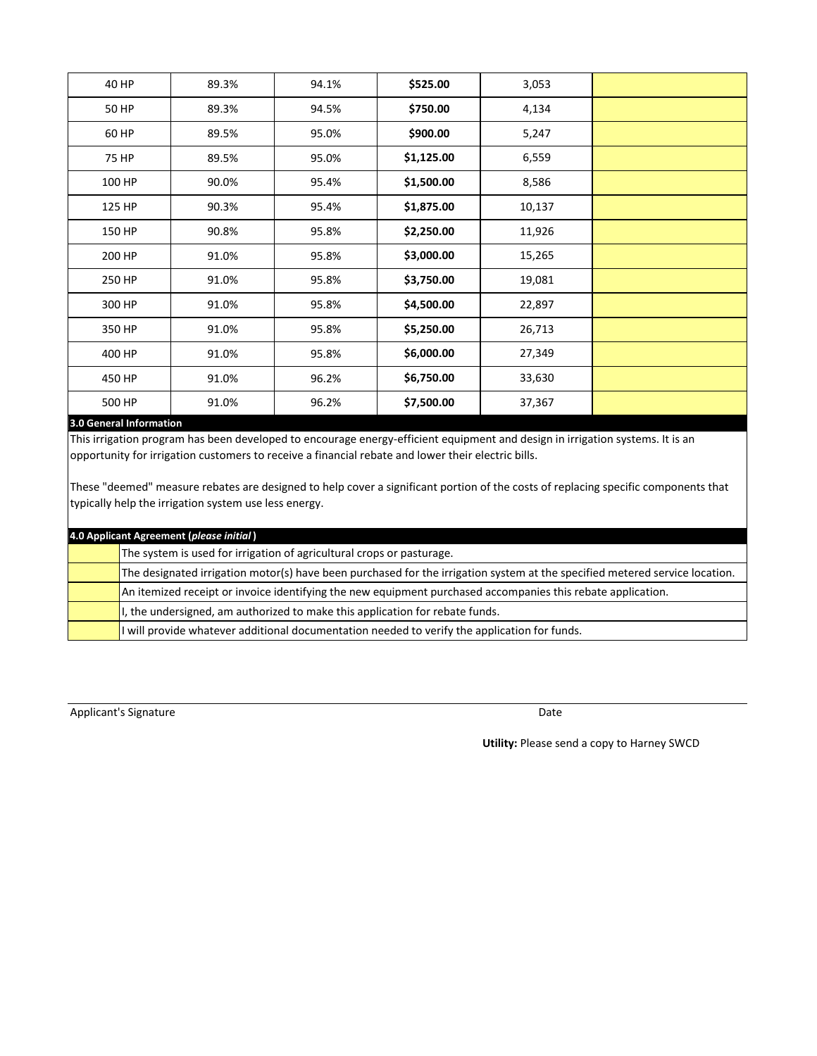| | | | | | |
|---|---|---|---|---|---|
| 40 HP | 89.3% | 94.1% | **$525.00** | 3,053 | |
| 50 HP | 89.3% | 94.5% | **$750.00** | 4,134 | |
| 60 HP | 89.5% | 95.0% | **$900.00** | 5,247 | |
| 75 HP | 89.5% | 95.0% | **$1,125.00** | 6,559 | |
| 100 HP | 90.0% | 95.4% | **$1,500.00** | 8,586 | |
| 125 HP | 90.3% | 95.4% | **$1,875.00** | 10,137 | |
| 150 HP | 90.8% | 95.8% | **$2,250.00** | 11,926 | |
| 200 HP | 91.0% | 95.8% | **$3,000.00** | 15,265 | |
| 250 HP | 91.0% | 95.8% | **$3,750.00** | 19,081 | |
| 300 HP | 91.0% | 95.8% | **$4,500.00** | 22,897 | |
| 350 HP | 91.0% | 95.8% | **$5,250.00** | 26,713 | |
| 400 HP | 91.0% | 95.8% | **$6,000.00** | 27,349 | |
| 450 HP | 91.0% | 96.2% | **$6,750.00** | 33,630 | |
| 500 HP | 91.0% | 96.2% | **$7,500.00** | 37,367 | |

### 3.0 General Information

This irrigation program has been developed to encourage energy-efficient equipment and design in irrigation systems. It is an opportunity for irrigation customers to receive a financial rebate and lower their electric bills.

These "deemed" measure rebates are designed to help cover a significant portion of the costs of replacing specific components that typically help the irrigation system use less energy.

### 4.0 Applicant Agreement (*please initial*)

| | |
|---|---|
| | The system is used for irrigation of agricultural crops or pasturage. |
| | The designated irrigation motor(s) have been purchased for the irrigation system at the specified metered service location. |
| | An itemized receipt or invoice identifying the new equipment purchased accompanies this rebate application. |
| | I, the undersigned, am authorized to make this application for rebate funds. |
| | I will provide whatever additional documentation needed to verify the application for funds. |

Applicant's Signature　　　　　　　　　　　　　　　　　　　　　　Date

**Utility:** Please send a copy to Harney SWCD